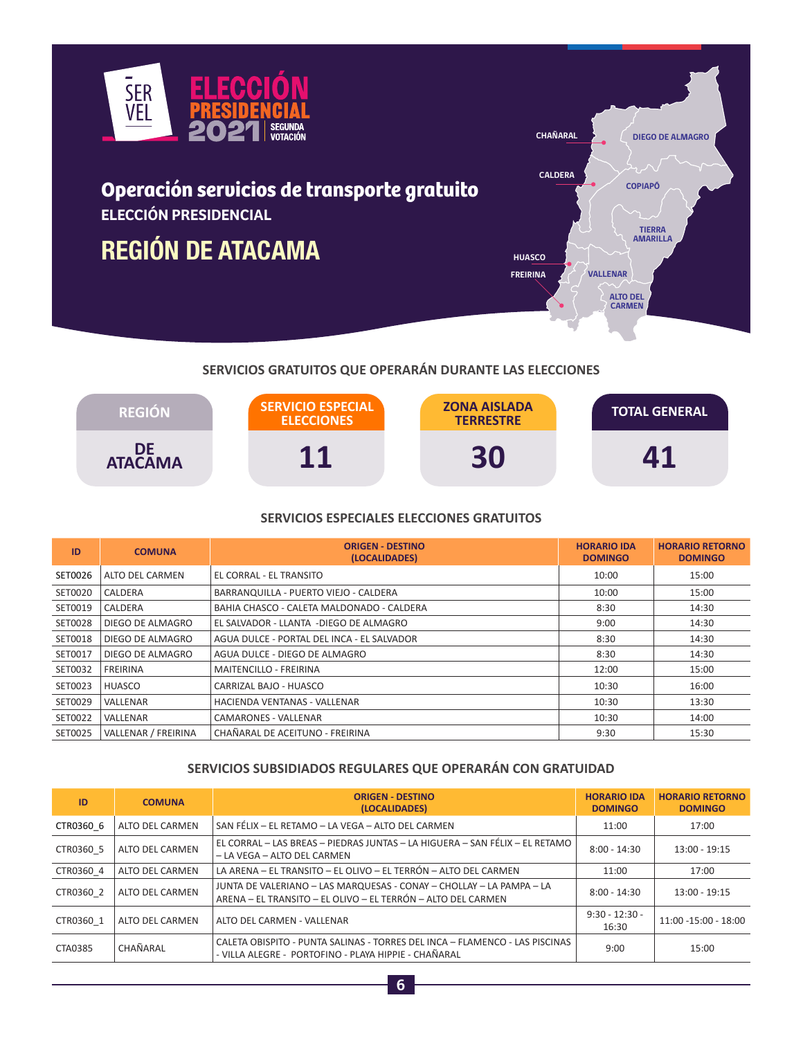SERVEL

**ELECCIÓN PRESIDENCIAL 2021 SEGUNDA VOTACIÓN**

# Operación servicios de transporte gratuito

## ELECCIÓN PRESIDENCIAL

# REGIÓN DE ATACAMA

CHAÑARAL, DIEGO DE ALMAGRO, CALDERA, COPIAPÓ, TIERRA AMARILLA, HUASCO, FREIRINA, VALLENAR, ALTO DEL CARMEN

### SERVICIOS GRATUITOS QUE OPERARÁN DURANTE LAS ELECCIONES

| REGIÓN | SERVICIO ESPECIAL ELECCIONES | ZONA AISLADA TERRESTRE | TOTAL GENERAL |
|---|---|---|---|
| DE ATACAMA | 11 | 30 | 41 |

### SERVICIOS ESPECIALES ELECCIONES GRATUITOS

| ID | COMUNA | ORIGEN - DESTINO (LOCALIDADES) | HORARIO IDA DOMINGO | HORARIO RETORNO DOMINGO |
|---|---|---|---|---|
| SET0026 | ALTO DEL CARMEN | EL CORRAL - EL TRANSITO | 10:00 | 15:00 |
| SET0020 | CALDERA | BARRANQUILLA - PUERTO VIEJO - CALDERA | 10:00 | 15:00 |
| SET0019 | CALDERA | BAHIA CHASCO - CALETA MALDONADO - CALDERA | 8:30 | 14:30 |
| SET0028 | DIEGO DE ALMAGRO | EL SALVADOR - LLANTA -DIEGO DE ALMAGRO | 9:00 | 14:30 |
| SET0018 | DIEGO DE ALMAGRO | AGUA DULCE - PORTAL DEL INCA - EL SALVADOR | 8:30 | 14:30 |
| SET0017 | DIEGO DE ALMAGRO | AGUA DULCE - DIEGO DE ALMAGRO | 8:30 | 14:30 |
| SET0032 | FREIRINA | MAITENCILLO - FREIRINA | 12:00 | 15:00 |
| SET0023 | HUASCO | CARRIZAL BAJO - HUASCO | 10:30 | 16:00 |
| SET0029 | VALLENAR | HACIENDA VENTANAS - VALLENAR | 10:30 | 13:30 |
| SET0022 | VALLENAR | CAMARONES - VALLENAR | 10:30 | 14:00 |
| SET0025 | VALLENAR / FREIRINA | CHAÑARAL DE ACEITUNO - FREIRINA | 9:30 | 15:30 |

### SERVICIOS SUBSIDIADOS REGULARES QUE OPERARÁN CON GRATUIDAD

| ID | COMUNA | ORIGEN - DESTINO (LOCALIDADES) | HORARIO IDA DOMINGO | HORARIO RETORNO DOMINGO |
|---|---|---|---|---|
| CTR0360_6 | ALTO DEL CARMEN | SAN FÉLIX – EL RETAMO – LA VEGA – ALTO DEL CARMEN | 11:00 | 17:00 |
| CTR0360_5 | ALTO DEL CARMEN | EL CORRAL – LAS BREAS – PIEDRAS JUNTAS – LA HIGUERA – SAN FÉLIX – EL RETAMO – LA VEGA – ALTO DEL CARMEN | 8:00 - 14:30 | 13:00 - 19:15 |
| CTR0360_4 | ALTO DEL CARMEN | LA ARENA – EL TRANSITO – EL OLIVO – EL TERRÓN – ALTO DEL CARMEN | 11:00 | 17:00 |
| CTR0360_2 | ALTO DEL CARMEN | JUNTA DE VALERIANO – LAS MARQUESAS - CONAY – CHOLLAY – LA PAMPA – LA ARENA – EL TRANSITO – EL OLIVO – EL TERRÓN – ALTO DEL CARMEN | 8:00 - 14:30 | 13:00 - 19:15 |
| CTR0360_1 | ALTO DEL CARMEN | ALTO DEL CARMEN - VALLENAR | 9:30 - 12:30 - 16:30 | 11:00 -15:00 - 18:00 |
| CTA0385 | CHAÑARAL | CALETA OBISPITO - PUNTA SALINAS - TORRES DEL INCA – FLAMENCO - LAS PISCINAS - VILLA ALEGRE - PORTOFINO - PLAYA HIPPIE - CHAÑARAL | 9:00 | 15:00 |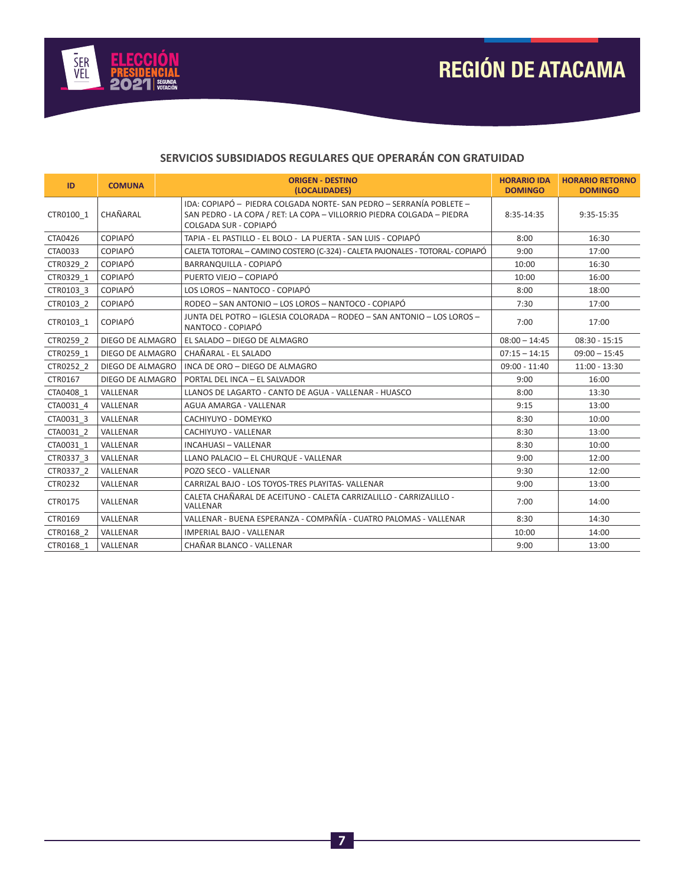## REGIÓN DE ATACAMA

### SERVICIOS SUBSIDIADOS REGULARES QUE OPERARÁN CON GRATUIDAD

| ID | COMUNA | ORIGEN - DESTINO (LOCALIDADES) | HORARIO IDA DOMINGO | HORARIO RETORNO DOMINGO |
|---|---|---|---|---|
| CTR0100_1 | CHAÑARAL | IDA: COPIAPÓ – PIEDRA COLGADA NORTE- SAN PEDRO – SERRANÍA POBLETE – SAN PEDRO - LA COPA / RET: LA COPA – VILLORRIO PIEDRA COLGADA – PIEDRA COLGADA SUR - COPIAPÓ | 8:35-14:35 | 9:35-15:35 |
| CTA0426 | COPIAPÓ | TAPIA - EL PASTILLO - EL BOLO - LA PUERTA - SAN LUIS - COPIAPÓ | 8:00 | 16:30 |
| CTA0033 | COPIAPÓ | CALETA TOTORAL – CAMINO COSTERO (C-324) - CALETA PAJONALES - TOTORAL- COPIAPÓ | 9:00 | 17:00 |
| CTR0329_2 | COPIAPÓ | BARRANQUILLA - COPIAPÓ | 10:00 | 16:30 |
| CTR0329_1 | COPIAPÓ | PUERTO VIEJO – COPIAPÓ | 10:00 | 16:00 |
| CTR0103_3 | COPIAPÓ | LOS LOROS – NANTOCO - COPIAPÓ | 8:00 | 18:00 |
| CTR0103_2 | COPIAPÓ | RODEO – SAN ANTONIO – LOS LOROS – NANTOCO - COPIAPÓ | 7:30 | 17:00 |
| CTR0103_1 | COPIAPÓ | JUNTA DEL POTRO – IGLESIA COLORADA – RODEO – SAN ANTONIO – LOS LOROS – NANTOCO - COPIAPÓ | 7:00 | 17:00 |
| CTR0259_2 | DIEGO DE ALMAGRO | EL SALADO – DIEGO DE ALMAGRO | 08:00 – 14:45 | 08:30 - 15:15 |
| CTR0259_1 | DIEGO DE ALMAGRO | CHAÑARAL - EL SALADO | 07:15 – 14:15 | 09:00 – 15:45 |
| CTR0252_2 | DIEGO DE ALMAGRO | INCA DE ORO – DIEGO DE ALMAGRO | 09:00 - 11:40 | 11:00 - 13:30 |
| CTR0167 | DIEGO DE ALMAGRO | PORTAL DEL INCA – EL SALVADOR | 9:00 | 16:00 |
| CTA0408_1 | VALLENAR | LLANOS DE LAGARTO - CANTO DE AGUA - VALLENAR - HUASCO | 8:00 | 13:30 |
| CTA0031_4 | VALLENAR | AGUA AMARGA - VALLENAR | 9:15 | 13:00 |
| CTA0031_3 | VALLENAR | CACHIYUYO - DOMEYKO | 8:30 | 10:00 |
| CTA0031_2 | VALLENAR | CACHIYUYO - VALLENAR | 8:30 | 13:00 |
| CTA0031_1 | VALLENAR | INCAHUASI – VALLENAR | 8:30 | 10:00 |
| CTR0337_3 | VALLENAR | LLANO PALACIO – EL CHURQUE - VALLENAR | 9:00 | 12:00 |
| CTR0337_2 | VALLENAR | POZO SECO - VALLENAR | 9:30 | 12:00 |
| CTR0232 | VALLENAR | CARRIZAL BAJO - LOS TOYOS-TRES PLAYITAS- VALLENAR | 9:00 | 13:00 |
| CTR0175 | VALLENAR | CALETA CHAÑARAL DE ACEITUNO - CALETA CARRIZALILLO - CARRIZALILLO - VALLENAR | 7:00 | 14:00 |
| CTR0169 | VALLENAR | VALLENAR - BUENA ESPERANZA - COMPAÑÍA - CUATRO PALOMAS - VALLENAR | 8:30 | 14:30 |
| CTR0168_2 | VALLENAR | IMPERIAL BAJO - VALLENAR | 10:00 | 14:00 |
| CTR0168_1 | VALLENAR | CHAÑAR BLANCO - VALLENAR | 9:00 | 13:00 |